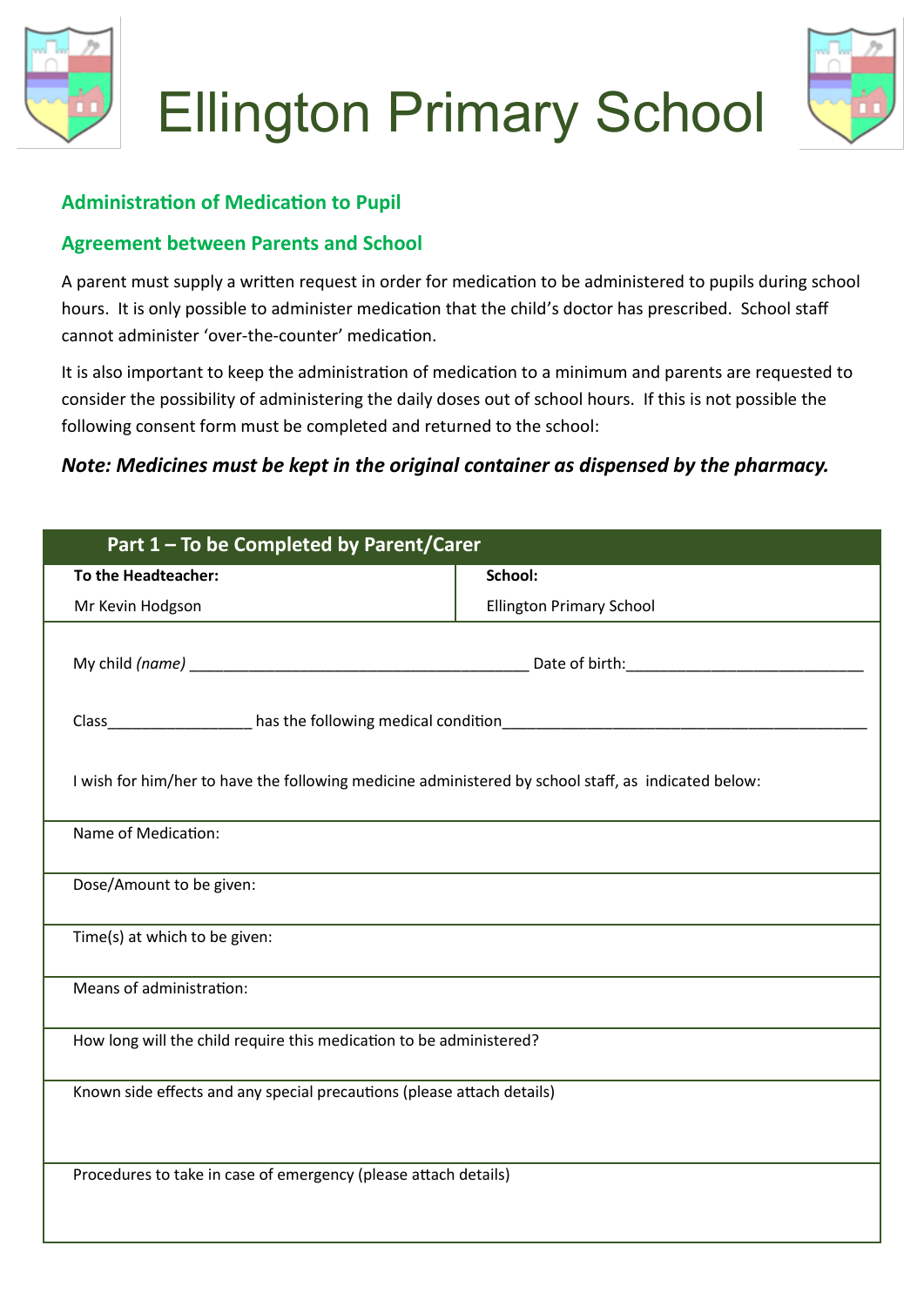# Ellington Primary School

## Administration of Medication to Pupil

## Agreement between Parents and School

A parent must supply a written request in order for medication to be administered to pupils during school hours. It is only possible to administer medication that the child's doctor has prescribed. School staff cannot administer 'over-the-counter' medication.

It is also important to keep the administration of medication to a minimum and parents are requested to consider the possibility of administering the daily doses out of school hours. If this is not possible the following consent form must be completed and returned to the school:

***Note: Medicines must be kept in the original container as dispensed by the pharmacy.***

| Part 1 – To be Completed by Parent/Carer | |
|---|---|
| **To the Headteacher:**<br>Mr Kevin Hodgson | **School:**<br>Ellington Primary School |
| My child *(name)* ________________________________________ Date of birth:____________________________<br><br>Class_________________ has the following medical condition____________________________________________<br><br>I wish for him/her to have the following medicine administered by school staff, as indicated below: | |
| Name of Medication: | |
| Dose/Amount to be given: | |
| Time(s) at which to be given: | |
| Means of administration: | |
| How long will the child require this medication to be administered? | |
| Known side effects and any special precautions (please attach details) | |
| Procedures to take in case of emergency (please attach details) | |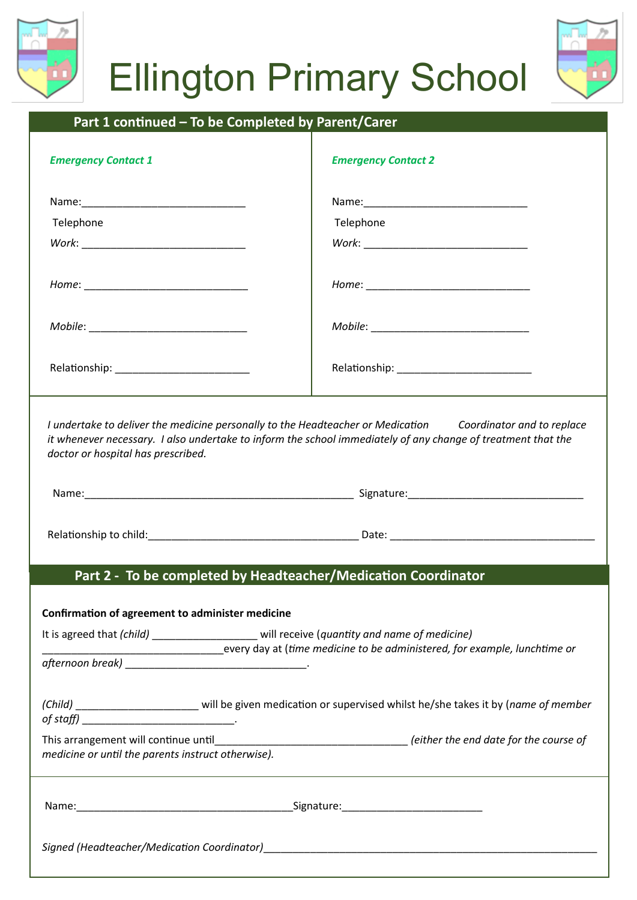# Ellington Primary School

## Part 1 continued – To be Completed by Parent/Carer

| *Emergency Contact 1* | *Emergency Contact 2* |
|---|---|
| Name:____________________________ | Name:____________________________ |
| Telephone | Telephone |
| *Work*: ____________________________ | *Work*: ____________________________ |
| *Home*: ____________________________ | *Home*: ____________________________ |
| *Mobile*: ___________________________ | *Mobile*: ___________________________ |
| Relationship: _______________________ | Relationship: _______________________ |

*I undertake to deliver the medicine personally to the Headteacher or Medication Coordinator and to replace it whenever necessary. I also undertake to inform the school immediately of any change of treatment that the doctor or hospital has prescribed.*

Name:_______________________________________________ Signature:______________________________

Relationship to child:____________________________________ Date: ___________________________________

## Part 2 - To be completed by Headteacher/Medication Coordinator

**Confirmation of agreement to administer medicine**

It is agreed that *(child)* __________________ will receive (*quantity and name of medicine)* ________________________________every day at (*time medicine to be administered, for example, lunchtime or afternoon break)* _______________________________.

*(Child)* _____________________ will be given medication or supervised whilst he/she takes it by (*name of member of staff)* __________________________.

This arrangement will continue until_________________________________ *(either the end date for the course of medicine or until the parents instruct otherwise).*

Name:_____________________________________Signature:________________________

*Signed (Headteacher/Medication Coordinator)*__________________________________________________________